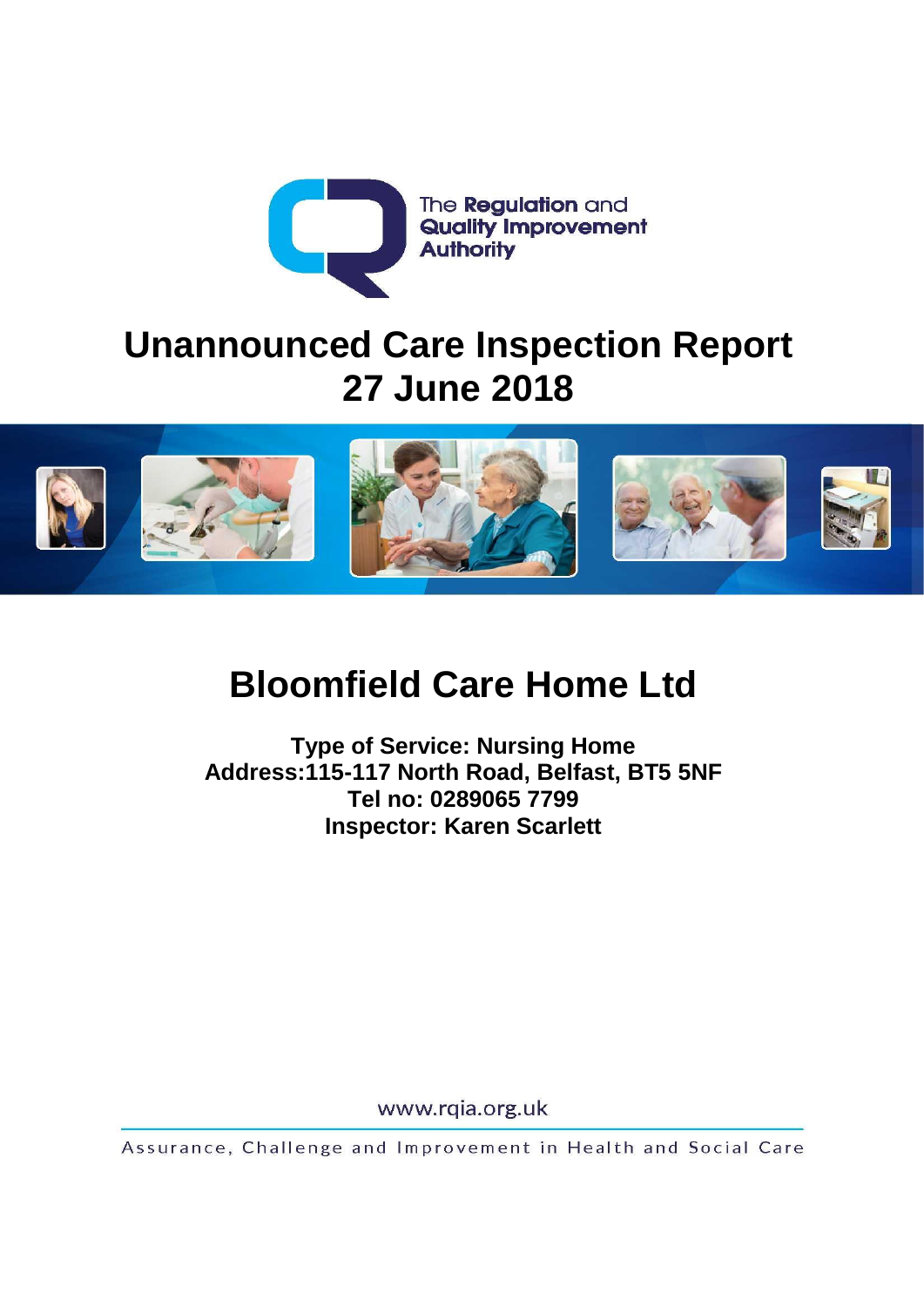The **Regulation** and **Quality Improvement Authority**

# Unannounced Care Inspection Report
# 27 June 2018

# Bloomfield Care Home Ltd

**Type of Service: Nursing Home**
**Address:115-117 North Road, Belfast, BT5 5NF**
**Tel no: 0289065 7799**
**Inspector: Karen Scarlett**

www.rqia.org.uk

Assurance, Challenge and Improvement in Health and Social Care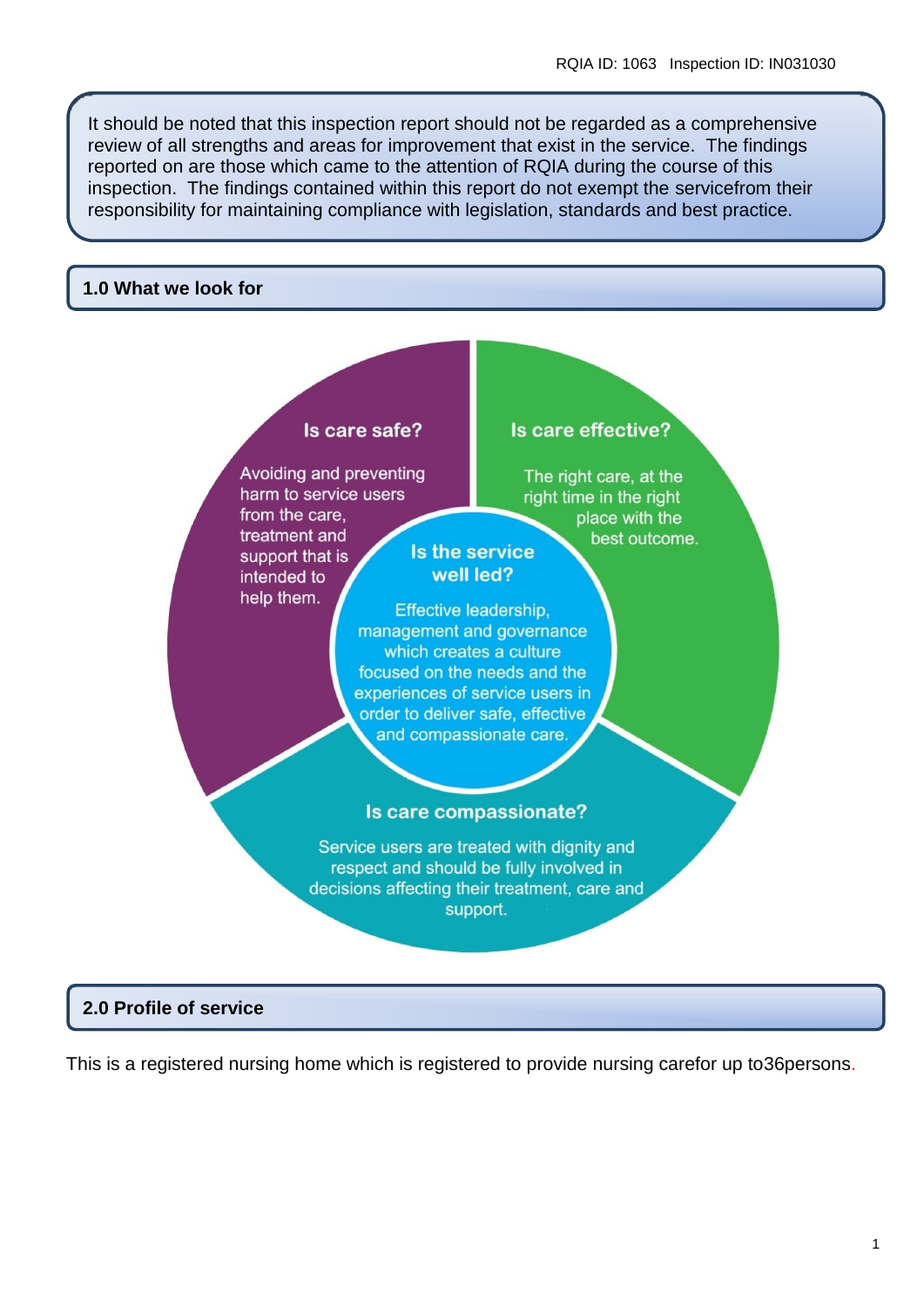It should be noted that this inspection report should not be regarded as a comprehensive review of all strengths and areas for improvement that exist in the service. The findings reported on are those which came to the attention of RQIA during the course of this inspection. The findings contained within this report do not exempt the servicefrom their responsibility for maintaining compliance with legislation, standards and best practice.

## 1.0 What we look for

**Is care safe?**

Avoiding and preventing harm to service users from the care, treatment and support that is intended to help them.

**Is care effective?**

The right care, at the right time in the right place with the best outcome.

**Is the service well led?**

Effective leadership, management and governance which creates a culture focused on the needs and the experiences of service users in order to deliver safe, effective and compassionate care.

**Is care compassionate?**

Service users are treated with dignity and respect and should be fully involved in decisions affecting their treatment, care and support.

## 2.0 Profile of service

This is a registered nursing home which is registered to provide nursing carefor up to36persons.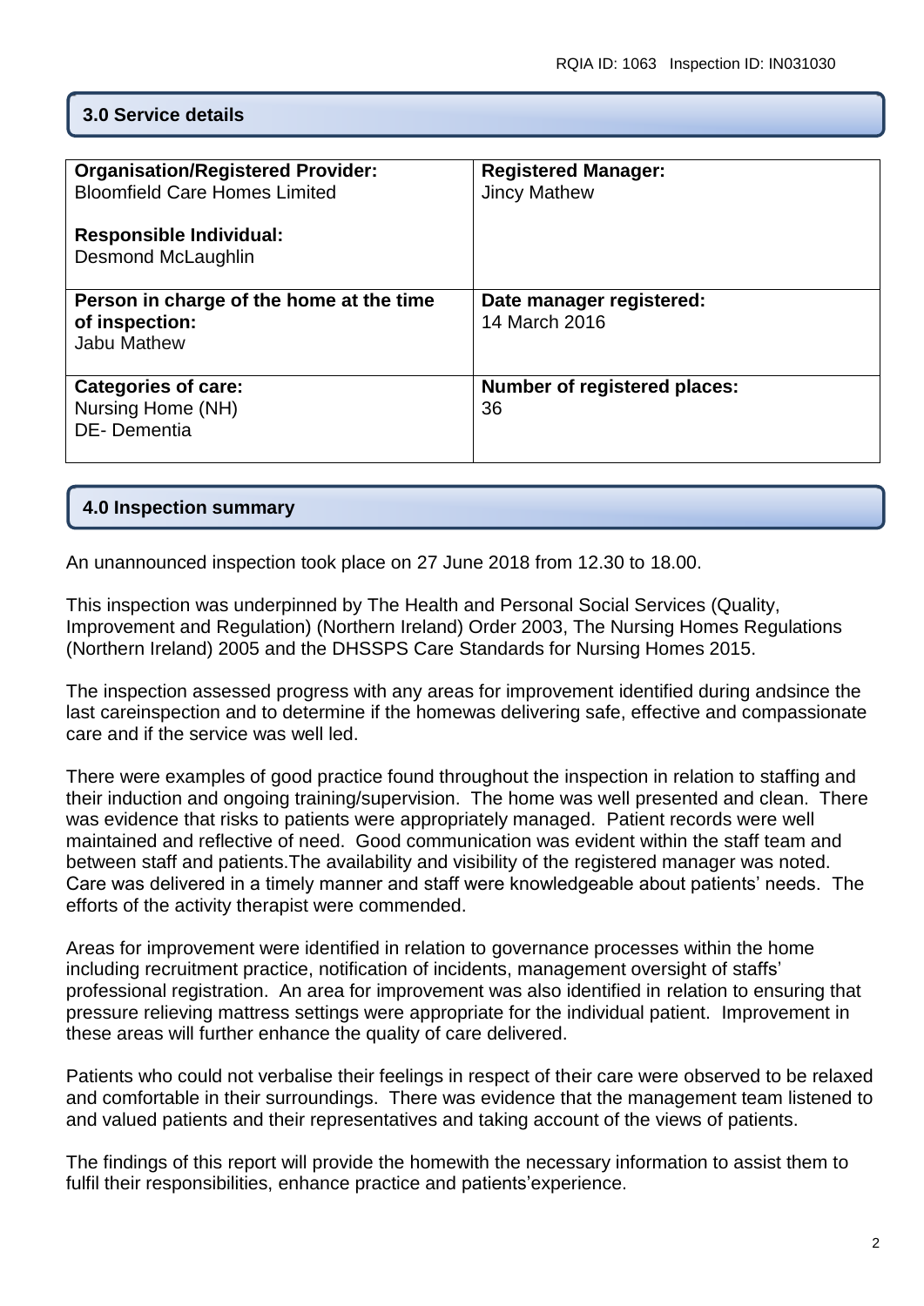## 3.0 Service details

| Organisation/Registered Provider: Bloomfield Care Homes Limited<br><br>Responsible Individual: Desmond McLaughlin | Registered Manager: Jincy Mathew |
|---|---|
| **Person in charge of the home at the time of inspection:** Jabu Mathew | **Date manager registered:** 14 March 2016 |
| **Categories of care:** Nursing Home (NH) DE- Dementia | **Number of registered places:** 36 |

## 4.0 Inspection summary

An unannounced inspection took place on 27 June 2018 from 12.30 to 18.00.

This inspection was underpinned by The Health and Personal Social Services (Quality, Improvement and Regulation) (Northern Ireland) Order 2003, The Nursing Homes Regulations (Northern Ireland) 2005 and the DHSSPS Care Standards for Nursing Homes 2015.

The inspection assessed progress with any areas for improvement identified during andsince the last careinspection and to determine if the homewas delivering safe, effective and compassionate care and if the service was well led.

There were examples of good practice found throughout the inspection in relation to staffing and their induction and ongoing training/supervision. The home was well presented and clean. There was evidence that risks to patients were appropriately managed. Patient records were well maintained and reflective of need. Good communication was evident within the staff team and between staff and patients.The availability and visibility of the registered manager was noted. Care was delivered in a timely manner and staff were knowledgeable about patients' needs. The efforts of the activity therapist were commended.

Areas for improvement were identified in relation to governance processes within the home including recruitment practice, notification of incidents, management oversight of staffs' professional registration. An area for improvement was also identified in relation to ensuring that pressure relieving mattress settings were appropriate for the individual patient. Improvement in these areas will further enhance the quality of care delivered.

Patients who could not verbalise their feelings in respect of their care were observed to be relaxed and comfortable in their surroundings. There was evidence that the management team listened to and valued patients and their representatives and taking account of the views of patients.

The findings of this report will provide the homewith the necessary information to assist them to fulfil their responsibilities, enhance practice and patients'experience.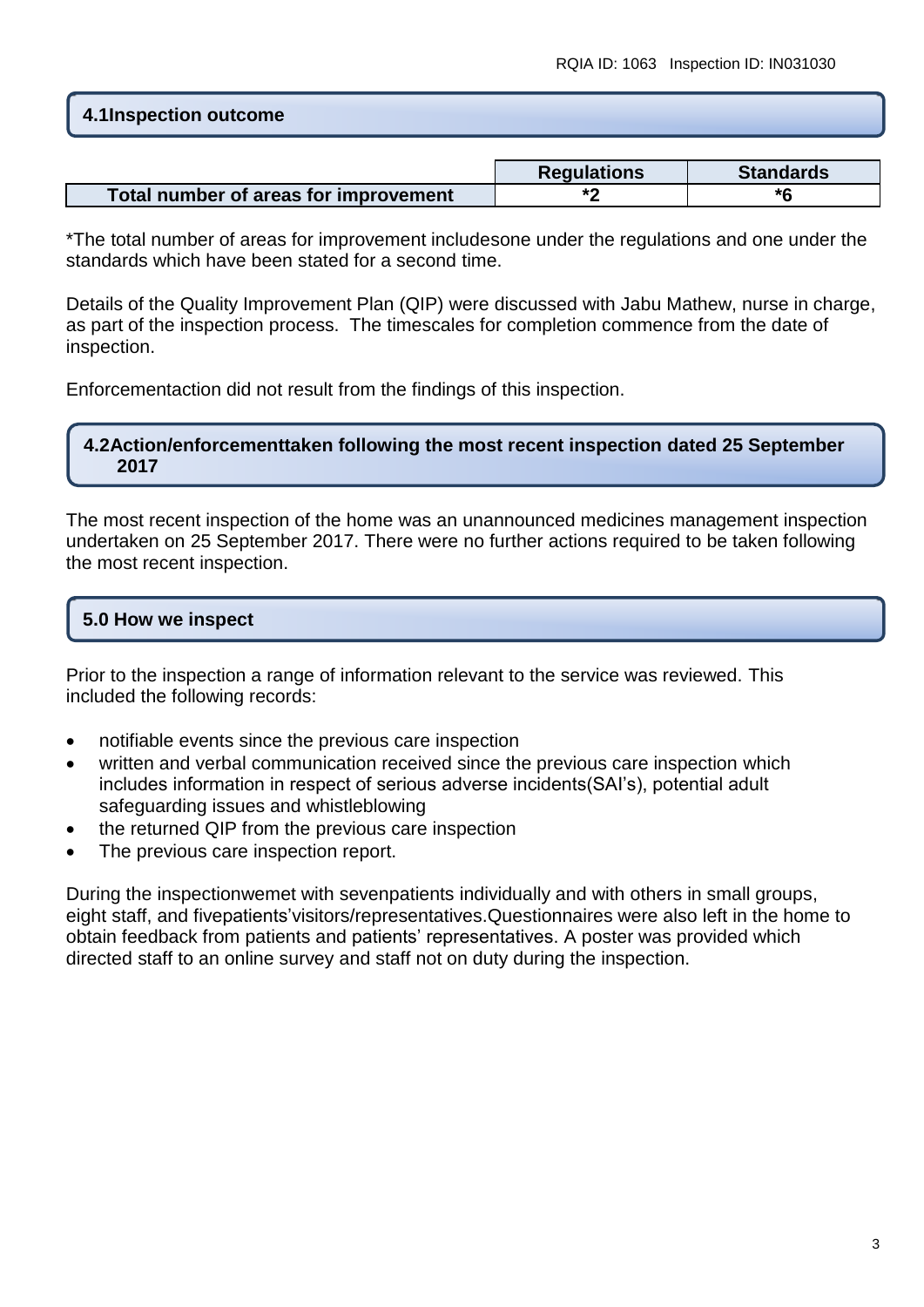## 4.1Inspection outcome

| | Regulations | Standards |
|---|---|---|
| Total number of areas for improvement | *2 | *6 |

*The total number of areas for improvement includesone under the regulations and one under the standards which have been stated for a second time.

Details of the Quality Improvement Plan (QIP) were discussed with Jabu Mathew, nurse in charge, as part of the inspection process. The timescales for completion commence from the date of inspection.

Enforcementaction did not result from the findings of this inspection.

## 4.2Action/enforcementtaken following the most recent inspection dated 25 September 2017

The most recent inspection of the home was an unannounced medicines management inspection undertaken on 25 September 2017. There were no further actions required to be taken following the most recent inspection.

## 5.0 How we inspect

Prior to the inspection a range of information relevant to the service was reviewed. This included the following records:

- notifiable events since the previous care inspection
- written and verbal communication received since the previous care inspection which includes information in respect of serious adverse incidents(SAI's), potential adult safeguarding issues and whistleblowing
- the returned QIP from the previous care inspection
- The previous care inspection report.

During the inspectionwemet with sevenpatients individually and with others in small groups, eight staff, and fivepatients'visitors/representatives.Questionnaires were also left in the home to obtain feedback from patients and patients' representatives. A poster was provided which directed staff to an online survey and staff not on duty during the inspection.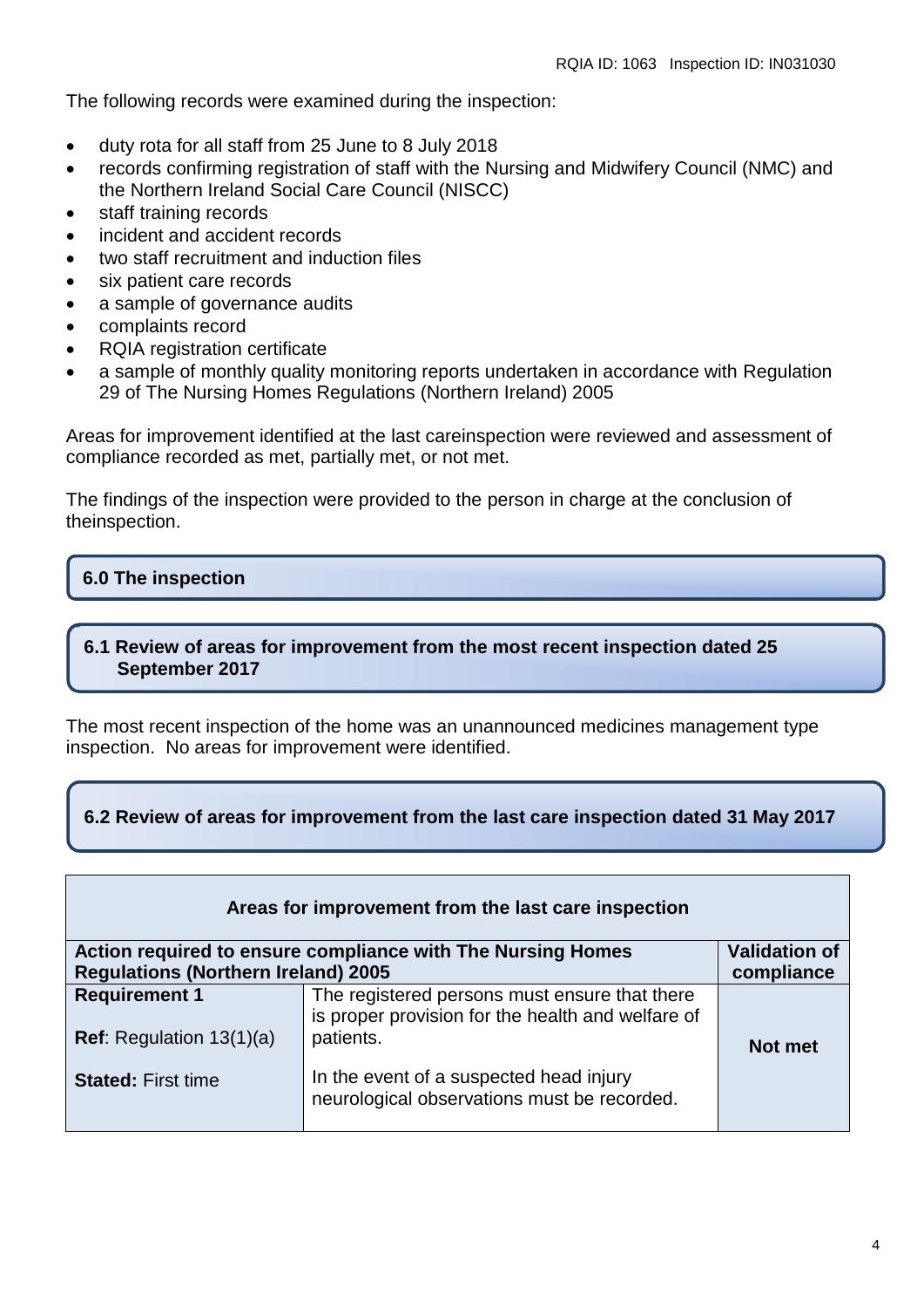The following records were examined during the inspection:

- duty rota for all staff from 25 June to 8 July 2018
- records confirming registration of staff with the Nursing and Midwifery Council (NMC) and the Northern Ireland Social Care Council (NISCC)
- staff training records
- incident and accident records
- two staff recruitment and induction files
- six patient care records
- a sample of governance audits
- complaints record
- RQIA registration certificate
- a sample of monthly quality monitoring reports undertaken in accordance with Regulation 29 of The Nursing Homes Regulations (Northern Ireland) 2005

Areas for improvement identified at the last careinspection were reviewed and assessment of compliance recorded as met, partially met, or not met.

The findings of the inspection were provided to the person in charge at the conclusion of theinspection.

## 6.0 The inspection

### 6.1 Review of areas for improvement from the most recent inspection dated 25 September 2017

The most recent inspection of the home was an unannounced medicines management type inspection. No areas for improvement were identified.

### 6.2 Review of areas for improvement from the last care inspection dated 31 May 2017

| **Areas for improvement from the last care inspection** | | |
|---|---|---|
| **Action required to ensure compliance with The Nursing Homes Regulations (Northern Ireland) 2005** | | **Validation of compliance** |
| **Requirement 1**<br><br>**Ref**: Regulation 13(1)(a)<br><br>**Stated:** First time | The registered persons must ensure that there is proper provision for the health and welfare of patients.<br><br>In the event of a suspected head injury neurological observations must be recorded. | **Not met** |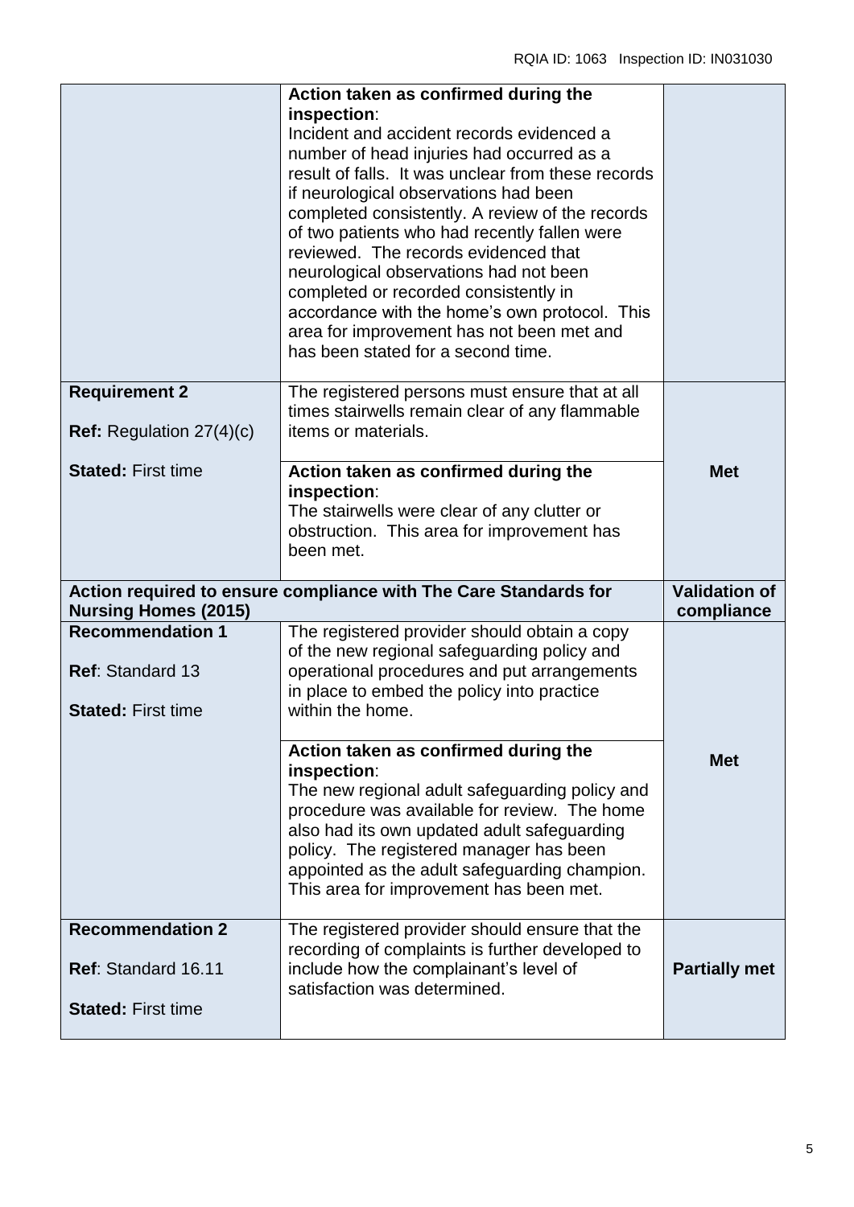| | | |
|---|---|---|
| | **Action taken as confirmed during the inspection**: Incident and accident records evidenced a number of head injuries had occurred as a result of falls. It was unclear from these records if neurological observations had been completed consistently. A review of the records of two patients who had recently fallen were reviewed. The records evidenced that neurological observations had not been completed or recorded consistently in accordance with the home's own protocol. This area for improvement has not been met and has been stated for a second time. | |
| **Requirement 2**<br><br>**Ref:** Regulation 27(4)(c)<br><br>**Stated:** First time | The registered persons must ensure that at all times stairwells remain clear of any flammable items or materials.<br><br>**Action taken as confirmed during the inspection**: The stairwells were clear of any clutter or obstruction. This area for improvement has been met. | **Met** |

| **Action required to ensure compliance with The Care Standards for Nursing Homes (2015)** | | **Validation of compliance** |
|---|---|---|
| **Recommendation 1**<br><br>**Ref**: Standard 13<br><br>**Stated:** First time | The registered provider should obtain a copy of the new regional safeguarding policy and operational procedures and put arrangements in place to embed the policy into practice within the home.<br><br>**Action taken as confirmed during the inspection**: The new regional adult safeguarding policy and procedure was available for review. The home also had its own updated adult safeguarding policy. The registered manager has been appointed as the adult safeguarding champion. This area for improvement has been met. | **Met** |
| **Recommendation 2**<br><br>**Ref**: Standard 16.11<br><br>**Stated:** First time | The registered provider should ensure that the recording of complaints is further developed to include how the complainant's level of satisfaction was determined. | **Partially met** |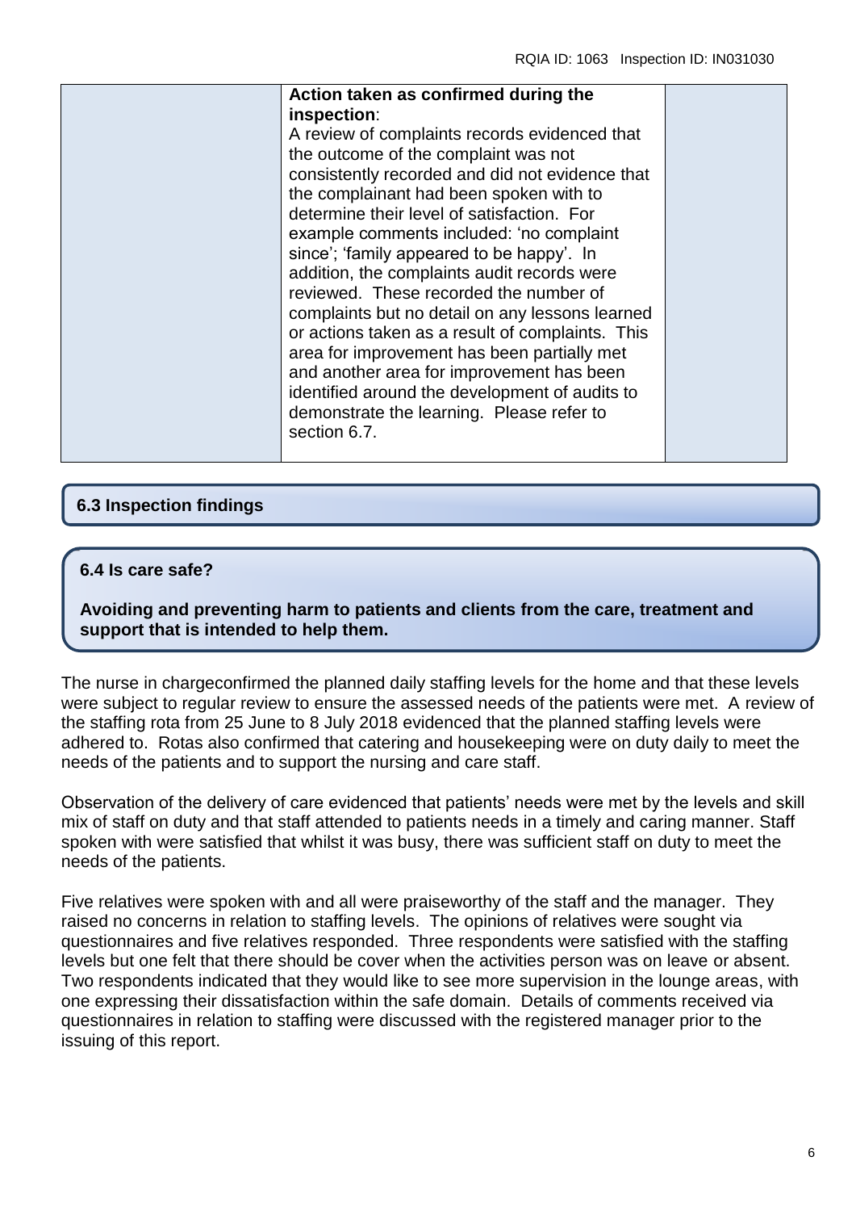| | **Action taken as confirmed during the inspection**:<br>A review of complaints records evidenced that the outcome of the complaint was not consistently recorded and did not evidence that the complainant had been spoken with to determine their level of satisfaction. For example comments included: 'no complaint since'; 'family appeared to be happy'. In addition, the complaints audit records were reviewed. These recorded the number of complaints but no detail on any lessons learned or actions taken as a result of complaints. This area for improvement has been partially met and another area for improvement has been identified around the development of audits to demonstrate the learning. Please refer to section 6.7. | |
|---|---|---|

## 6.3 Inspection findings

## 6.4 Is care safe?

**Avoiding and preventing harm to patients and clients from the care, treatment and support that is intended to help them.**

The nurse in chargeconfirmed the planned daily staffing levels for the home and that these levels were subject to regular review to ensure the assessed needs of the patients were met. A review of the staffing rota from 25 June to 8 July 2018 evidenced that the planned staffing levels were adhered to. Rotas also confirmed that catering and housekeeping were on duty daily to meet the needs of the patients and to support the nursing and care staff.

Observation of the delivery of care evidenced that patients' needs were met by the levels and skill mix of staff on duty and that staff attended to patients needs in a timely and caring manner. Staff spoken with were satisfied that whilst it was busy, there was sufficient staff on duty to meet the needs of the patients.

Five relatives were spoken with and all were praiseworthy of the staff and the manager. They raised no concerns in relation to staffing levels. The opinions of relatives were sought via questionnaires and five relatives responded. Three respondents were satisfied with the staffing levels but one felt that there should be cover when the activities person was on leave or absent. Two respondents indicated that they would like to see more supervision in the lounge areas, with one expressing their dissatisfaction within the safe domain. Details of comments received via questionnaires in relation to staffing were discussed with the registered manager prior to the issuing of this report.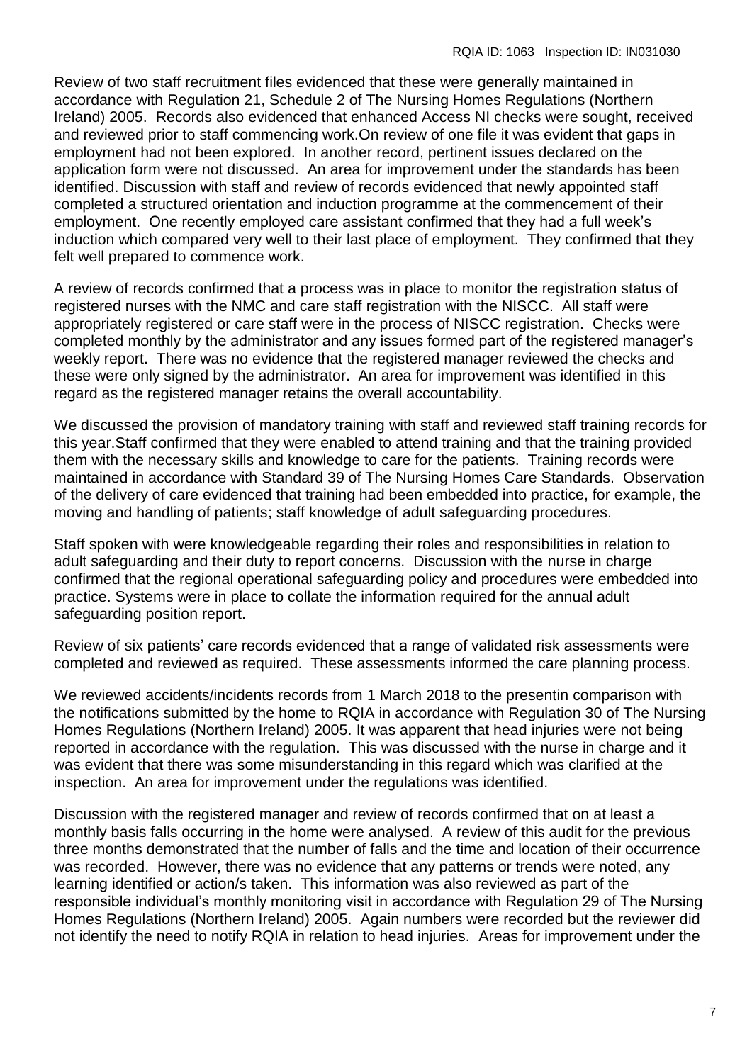Review of two staff recruitment files evidenced that these were generally maintained in accordance with Regulation 21, Schedule 2 of The Nursing Homes Regulations (Northern Ireland) 2005. Records also evidenced that enhanced Access NI checks were sought, received and reviewed prior to staff commencing work.On review of one file it was evident that gaps in employment had not been explored. In another record, pertinent issues declared on the application form were not discussed. An area for improvement under the standards has been identified. Discussion with staff and review of records evidenced that newly appointed staff completed a structured orientation and induction programme at the commencement of their employment. One recently employed care assistant confirmed that they had a full week's induction which compared very well to their last place of employment. They confirmed that they felt well prepared to commence work.

A review of records confirmed that a process was in place to monitor the registration status of registered nurses with the NMC and care staff registration with the NISCC. All staff were appropriately registered or care staff were in the process of NISCC registration. Checks were completed monthly by the administrator and any issues formed part of the registered manager's weekly report. There was no evidence that the registered manager reviewed the checks and these were only signed by the administrator. An area for improvement was identified in this regard as the registered manager retains the overall accountability.

We discussed the provision of mandatory training with staff and reviewed staff training records for this year.Staff confirmed that they were enabled to attend training and that the training provided them with the necessary skills and knowledge to care for the patients. Training records were maintained in accordance with Standard 39 of The Nursing Homes Care Standards. Observation of the delivery of care evidenced that training had been embedded into practice, for example, the moving and handling of patients; staff knowledge of adult safeguarding procedures.

Staff spoken with were knowledgeable regarding their roles and responsibilities in relation to adult safeguarding and their duty to report concerns. Discussion with the nurse in charge confirmed that the regional operational safeguarding policy and procedures were embedded into practice. Systems were in place to collate the information required for the annual adult safeguarding position report.

Review of six patients' care records evidenced that a range of validated risk assessments were completed and reviewed as required. These assessments informed the care planning process.

We reviewed accidents/incidents records from 1 March 2018 to the presentin comparison with the notifications submitted by the home to RQIA in accordance with Regulation 30 of The Nursing Homes Regulations (Northern Ireland) 2005. It was apparent that head injuries were not being reported in accordance with the regulation. This was discussed with the nurse in charge and it was evident that there was some misunderstanding in this regard which was clarified at the inspection. An area for improvement under the regulations was identified.

Discussion with the registered manager and review of records confirmed that on at least a monthly basis falls occurring in the home were analysed. A review of this audit for the previous three months demonstrated that the number of falls and the time and location of their occurrence was recorded. However, there was no evidence that any patterns or trends were noted, any learning identified or action/s taken. This information was also reviewed as part of the responsible individual's monthly monitoring visit in accordance with Regulation 29 of The Nursing Homes Regulations (Northern Ireland) 2005. Again numbers were recorded but the reviewer did not identify the need to notify RQIA in relation to head injuries. Areas for improvement under the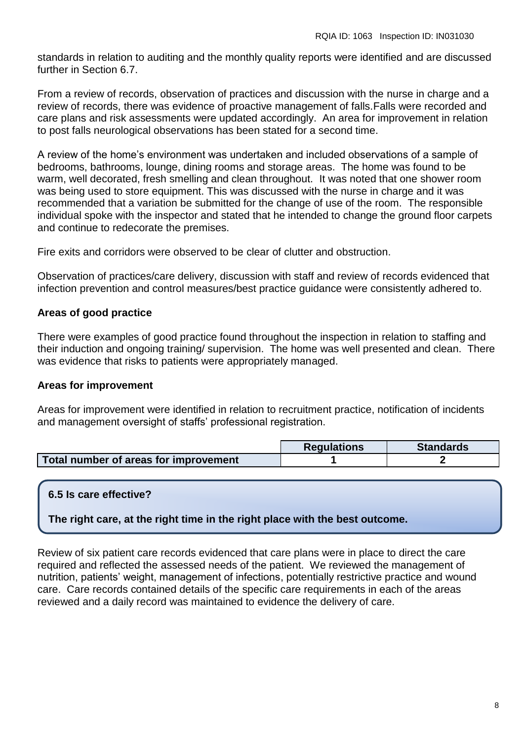standards in relation to auditing and the monthly quality reports were identified and are discussed further in Section 6.7.

From a review of records, observation of practices and discussion with the nurse in charge and a review of records, there was evidence of proactive management of falls.Falls were recorded and care plans and risk assessments were updated accordingly. An area for improvement in relation to post falls neurological observations has been stated for a second time.

A review of the home's environment was undertaken and included observations of a sample of bedrooms, bathrooms, lounge, dining rooms and storage areas. The home was found to be warm, well decorated, fresh smelling and clean throughout. It was noted that one shower room was being used to store equipment. This was discussed with the nurse in charge and it was recommended that a variation be submitted for the change of use of the room. The responsible individual spoke with the inspector and stated that he intended to change the ground floor carpets and continue to redecorate the premises.

Fire exits and corridors were observed to be clear of clutter and obstruction.

Observation of practices/care delivery, discussion with staff and review of records evidenced that infection prevention and control measures/best practice guidance were consistently adhered to.

**Areas of good practice**

There were examples of good practice found throughout the inspection in relation to staffing and their induction and ongoing training/ supervision. The home was well presented and clean. There was evidence that risks to patients were appropriately managed.

**Areas for improvement**

Areas for improvement were identified in relation to recruitment practice, notification of incidents and management oversight of staffs' professional registration.

| | Regulations | Standards |
|---|---|---|
| **Total number of areas for improvement** | 1 | 2 |

**6.5 Is care effective?**

**The right care, at the right time in the right place with the best outcome.**

Review of six patient care records evidenced that care plans were in place to direct the care required and reflected the assessed needs of the patient. We reviewed the management of nutrition, patients' weight, management of infections, potentially restrictive practice and wound care. Care records contained details of the specific care requirements in each of the areas reviewed and a daily record was maintained to evidence the delivery of care.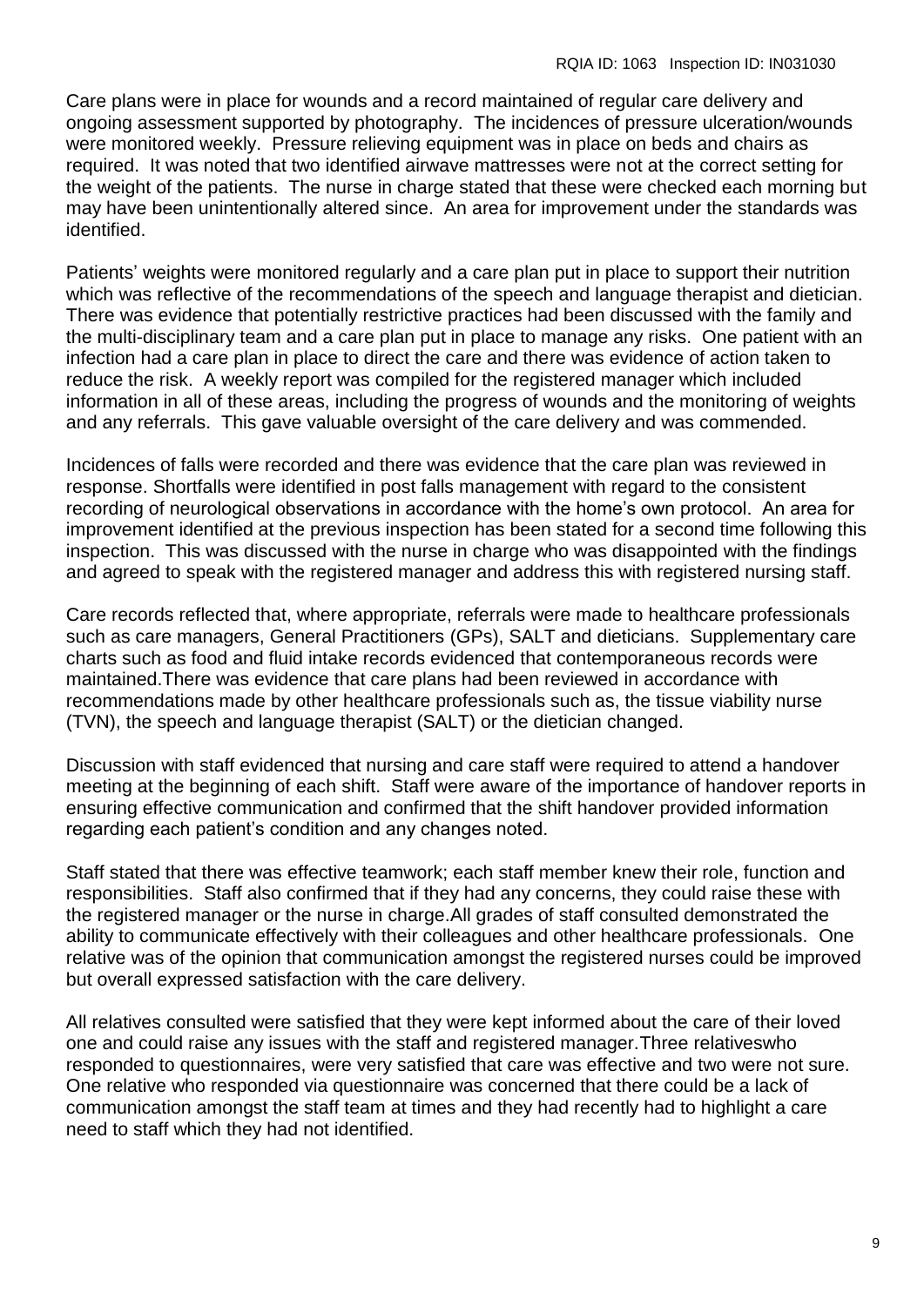Care plans were in place for wounds and a record maintained of regular care delivery and ongoing assessment supported by photography. The incidences of pressure ulceration/wounds were monitored weekly. Pressure relieving equipment was in place on beds and chairs as required. It was noted that two identified airwave mattresses were not at the correct setting for the weight of the patients. The nurse in charge stated that these were checked each morning but may have been unintentionally altered since. An area for improvement under the standards was identified.

Patients' weights were monitored regularly and a care plan put in place to support their nutrition which was reflective of the recommendations of the speech and language therapist and dietician. There was evidence that potentially restrictive practices had been discussed with the family and the multi-disciplinary team and a care plan put in place to manage any risks. One patient with an infection had a care plan in place to direct the care and there was evidence of action taken to reduce the risk. A weekly report was compiled for the registered manager which included information in all of these areas, including the progress of wounds and the monitoring of weights and any referrals. This gave valuable oversight of the care delivery and was commended.

Incidences of falls were recorded and there was evidence that the care plan was reviewed in response. Shortfalls were identified in post falls management with regard to the consistent recording of neurological observations in accordance with the home's own protocol. An area for improvement identified at the previous inspection has been stated for a second time following this inspection. This was discussed with the nurse in charge who was disappointed with the findings and agreed to speak with the registered manager and address this with registered nursing staff.

Care records reflected that, where appropriate, referrals were made to healthcare professionals such as care managers, General Practitioners (GPs), SALT and dieticians. Supplementary care charts such as food and fluid intake records evidenced that contemporaneous records were maintained.There was evidence that care plans had been reviewed in accordance with recommendations made by other healthcare professionals such as, the tissue viability nurse (TVN), the speech and language therapist (SALT) or the dietician changed.

Discussion with staff evidenced that nursing and care staff were required to attend a handover meeting at the beginning of each shift. Staff were aware of the importance of handover reports in ensuring effective communication and confirmed that the shift handover provided information regarding each patient's condition and any changes noted.

Staff stated that there was effective teamwork; each staff member knew their role, function and responsibilities. Staff also confirmed that if they had any concerns, they could raise these with the registered manager or the nurse in charge.All grades of staff consulted demonstrated the ability to communicate effectively with their colleagues and other healthcare professionals. One relative was of the opinion that communication amongst the registered nurses could be improved but overall expressed satisfaction with the care delivery.

All relatives consulted were satisfied that they were kept informed about the care of their loved one and could raise any issues with the staff and registered manager.Three relativeswho responded to questionnaires, were very satisfied that care was effective and two were not sure. One relative who responded via questionnaire was concerned that there could be a lack of communication amongst the staff team at times and they had recently had to highlight a care need to staff which they had not identified.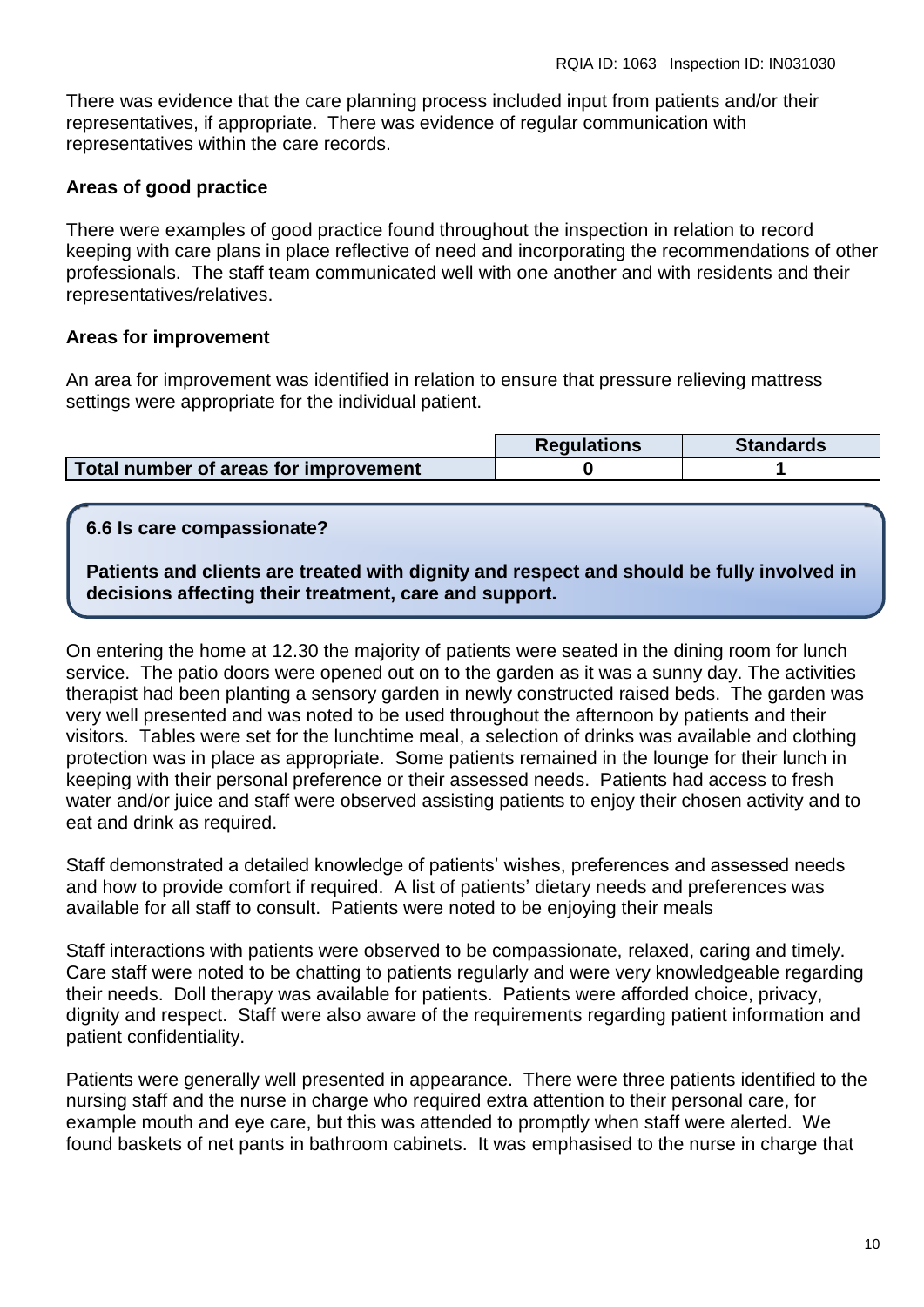There was evidence that the care planning process included input from patients and/or their representatives, if appropriate. There was evidence of regular communication with representatives within the care records.

**Areas of good practice**

There were examples of good practice found throughout the inspection in relation to record keeping with care plans in place reflective of need and incorporating the recommendations of other professionals. The staff team communicated well with one another and with residents and their representatives/relatives.

**Areas for improvement**

An area for improvement was identified in relation to ensure that pressure relieving mattress settings were appropriate for the individual patient.

| | Regulations | Standards |
|---|---|---|
| **Total number of areas for improvement** | 0 | 1 |

**6.6 Is care compassionate?**

**Patients and clients are treated with dignity and respect and should be fully involved in decisions affecting their treatment, care and support.**

On entering the home at 12.30 the majority of patients were seated in the dining room for lunch service. The patio doors were opened out on to the garden as it was a sunny day. The activities therapist had been planting a sensory garden in newly constructed raised beds. The garden was very well presented and was noted to be used throughout the afternoon by patients and their visitors. Tables were set for the lunchtime meal, a selection of drinks was available and clothing protection was in place as appropriate. Some patients remained in the lounge for their lunch in keeping with their personal preference or their assessed needs. Patients had access to fresh water and/or juice and staff were observed assisting patients to enjoy their chosen activity and to eat and drink as required.

Staff demonstrated a detailed knowledge of patients' wishes, preferences and assessed needs and how to provide comfort if required. A list of patients' dietary needs and preferences was available for all staff to consult. Patients were noted to be enjoying their meals

Staff interactions with patients were observed to be compassionate, relaxed, caring and timely. Care staff were noted to be chatting to patients regularly and were very knowledgeable regarding their needs. Doll therapy was available for patients. Patients were afforded choice, privacy, dignity and respect. Staff were also aware of the requirements regarding patient information and patient confidentiality.

Patients were generally well presented in appearance. There were three patients identified to the nursing staff and the nurse in charge who required extra attention to their personal care, for example mouth and eye care, but this was attended to promptly when staff were alerted. We found baskets of net pants in bathroom cabinets. It was emphasised to the nurse in charge that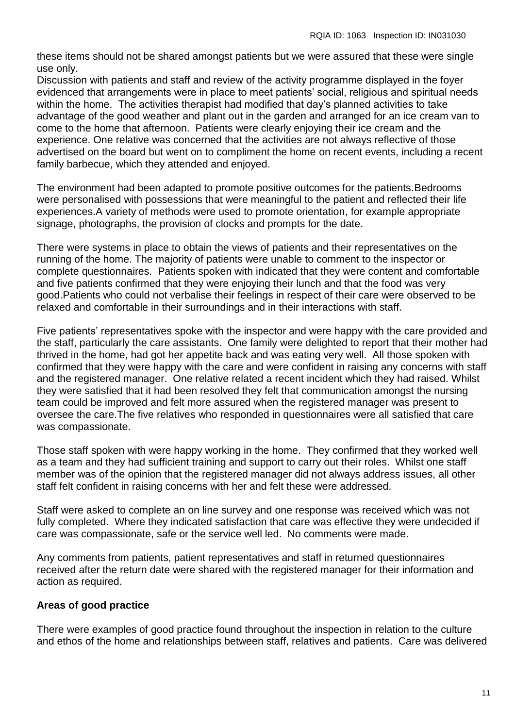these items should not be shared amongst patients but we were assured that these were single use only.

Discussion with patients and staff and review of the activity programme displayed in the foyer evidenced that arrangements were in place to meet patients' social, religious and spiritual needs within the home. The activities therapist had modified that day's planned activities to take advantage of the good weather and plant out in the garden and arranged for an ice cream van to come to the home that afternoon. Patients were clearly enjoying their ice cream and the experience. One relative was concerned that the activities are not always reflective of those advertised on the board but went on to compliment the home on recent events, including a recent family barbecue, which they attended and enjoyed.

The environment had been adapted to promote positive outcomes for the patients.Bedrooms were personalised with possessions that were meaningful to the patient and reflected their life experiences.A variety of methods were used to promote orientation, for example appropriate signage, photographs, the provision of clocks and prompts for the date.

There were systems in place to obtain the views of patients and their representatives on the running of the home. The majority of patients were unable to comment to the inspector or complete questionnaires. Patients spoken with indicated that they were content and comfortable and five patients confirmed that they were enjoying their lunch and that the food was very good.Patients who could not verbalise their feelings in respect of their care were observed to be relaxed and comfortable in their surroundings and in their interactions with staff.

Five patients' representatives spoke with the inspector and were happy with the care provided and the staff, particularly the care assistants. One family were delighted to report that their mother had thrived in the home, had got her appetite back and was eating very well. All those spoken with confirmed that they were happy with the care and were confident in raising any concerns with staff and the registered manager. One relative related a recent incident which they had raised. Whilst they were satisfied that it had been resolved they felt that communication amongst the nursing team could be improved and felt more assured when the registered manager was present to oversee the care.The five relatives who responded in questionnaires were all satisfied that care was compassionate.

Those staff spoken with were happy working in the home. They confirmed that they worked well as a team and they had sufficient training and support to carry out their roles. Whilst one staff member was of the opinion that the registered manager did not always address issues, all other staff felt confident in raising concerns with her and felt these were addressed.

Staff were asked to complete an on line survey and one response was received which was not fully completed. Where they indicated satisfaction that care was effective they were undecided if care was compassionate, safe or the service well led. No comments were made.

Any comments from patients, patient representatives and staff in returned questionnaires received after the return date were shared with the registered manager for their information and action as required.

**Areas of good practice**

There were examples of good practice found throughout the inspection in relation to the culture and ethos of the home and relationships between staff, relatives and patients. Care was delivered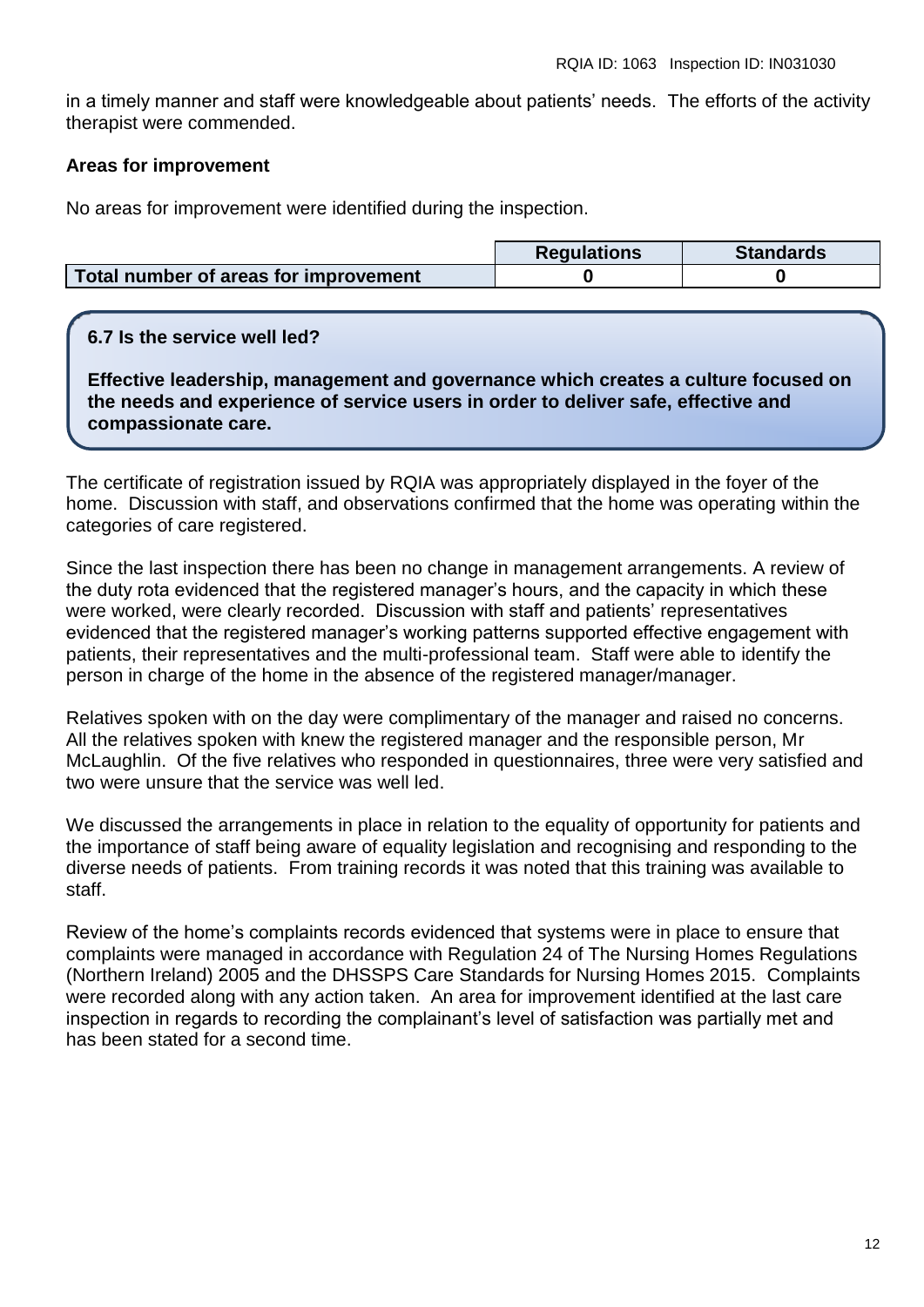in a timely manner and staff were knowledgeable about patients' needs. The efforts of the activity therapist were commended.

**Areas for improvement**

No areas for improvement were identified during the inspection.

| | Regulations | Standards |
|---|---|---|
| **Total number of areas for improvement** | **0** | **0** |

**6.7 Is the service well led?**

**Effective leadership, management and governance which creates a culture focused on the needs and experience of service users in order to deliver safe, effective and compassionate care.**

The certificate of registration issued by RQIA was appropriately displayed in the foyer of the home. Discussion with staff, and observations confirmed that the home was operating within the categories of care registered.

Since the last inspection there has been no change in management arrangements. A review of the duty rota evidenced that the registered manager's hours, and the capacity in which these were worked, were clearly recorded. Discussion with staff and patients' representatives evidenced that the registered manager's working patterns supported effective engagement with patients, their representatives and the multi-professional team. Staff were able to identify the person in charge of the home in the absence of the registered manager/manager.

Relatives spoken with on the day were complimentary of the manager and raised no concerns. All the relatives spoken with knew the registered manager and the responsible person, Mr McLaughlin. Of the five relatives who responded in questionnaires, three were very satisfied and two were unsure that the service was well led.

We discussed the arrangements in place in relation to the equality of opportunity for patients and the importance of staff being aware of equality legislation and recognising and responding to the diverse needs of patients. From training records it was noted that this training was available to staff.

Review of the home's complaints records evidenced that systems were in place to ensure that complaints were managed in accordance with Regulation 24 of The Nursing Homes Regulations (Northern Ireland) 2005 and the DHSSPS Care Standards for Nursing Homes 2015. Complaints were recorded along with any action taken. An area for improvement identified at the last care inspection in regards to recording the complainant's level of satisfaction was partially met and has been stated for a second time.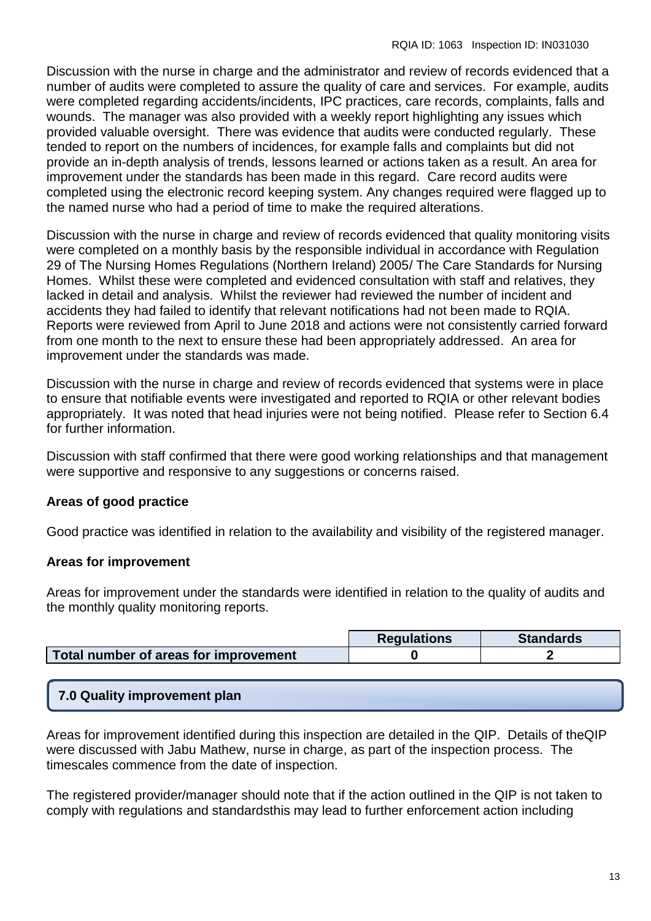Discussion with the nurse in charge and the administrator and review of records evidenced that a number of audits were completed to assure the quality of care and services. For example, audits were completed regarding accidents/incidents, IPC practices, care records, complaints, falls and wounds. The manager was also provided with a weekly report highlighting any issues which provided valuable oversight. There was evidence that audits were conducted regularly. These tended to report on the numbers of incidences, for example falls and complaints but did not provide an in-depth analysis of trends, lessons learned or actions taken as a result. An area for improvement under the standards has been made in this regard. Care record audits were completed using the electronic record keeping system. Any changes required were flagged up to the named nurse who had a period of time to make the required alterations.

Discussion with the nurse in charge and review of records evidenced that quality monitoring visits were completed on a monthly basis by the responsible individual in accordance with Regulation 29 of The Nursing Homes Regulations (Northern Ireland) 2005/ The Care Standards for Nursing Homes. Whilst these were completed and evidenced consultation with staff and relatives, they lacked in detail and analysis. Whilst the reviewer had reviewed the number of incident and accidents they had failed to identify that relevant notifications had not been made to RQIA. Reports were reviewed from April to June 2018 and actions were not consistently carried forward from one month to the next to ensure these had been appropriately addressed. An area for improvement under the standards was made.

Discussion with the nurse in charge and review of records evidenced that systems were in place to ensure that notifiable events were investigated and reported to RQIA or other relevant bodies appropriately. It was noted that head injuries were not being notified. Please refer to Section 6.4 for further information.

Discussion with staff confirmed that there were good working relationships and that management were supportive and responsive to any suggestions or concerns raised.

**Areas of good practice**

Good practice was identified in relation to the availability and visibility of the registered manager.

**Areas for improvement**

Areas for improvement under the standards were identified in relation to the quality of audits and the monthly quality monitoring reports.

| | Regulations | Standards |
|---|---|---|
| **Total number of areas for improvement** | 0 | 2 |

## 7.0 Quality improvement plan

Areas for improvement identified during this inspection are detailed in the QIP. Details of theQIP were discussed with Jabu Mathew, nurse in charge, as part of the inspection process. The timescales commence from the date of inspection.

The registered provider/manager should note that if the action outlined in the QIP is not taken to comply with regulations and standardsthis may lead to further enforcement action including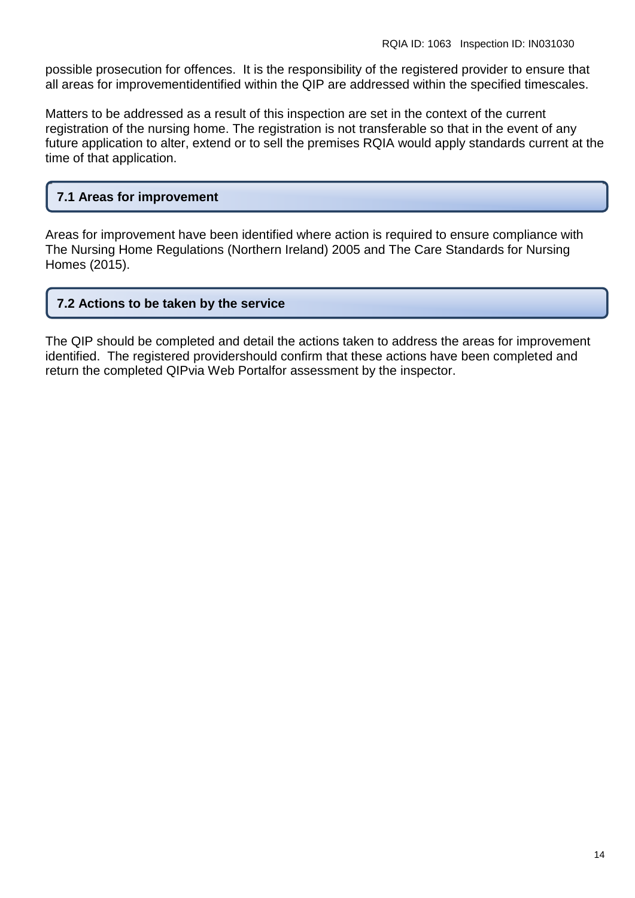possible prosecution for offences. It is the responsibility of the registered provider to ensure that all areas for improvementidentified within the QIP are addressed within the specified timescales.

Matters to be addressed as a result of this inspection are set in the context of the current registration of the nursing home. The registration is not transferable so that in the event of any future application to alter, extend or to sell the premises RQIA would apply standards current at the time of that application.

### 7.1 Areas for improvement

Areas for improvement have been identified where action is required to ensure compliance with The Nursing Home Regulations (Northern Ireland) 2005 and The Care Standards for Nursing Homes (2015).

### 7.2 Actions to be taken by the service

The QIP should be completed and detail the actions taken to address the areas for improvement identified. The registered providershould confirm that these actions have been completed and return the completed QIPvia Web Portalfor assessment by the inspector.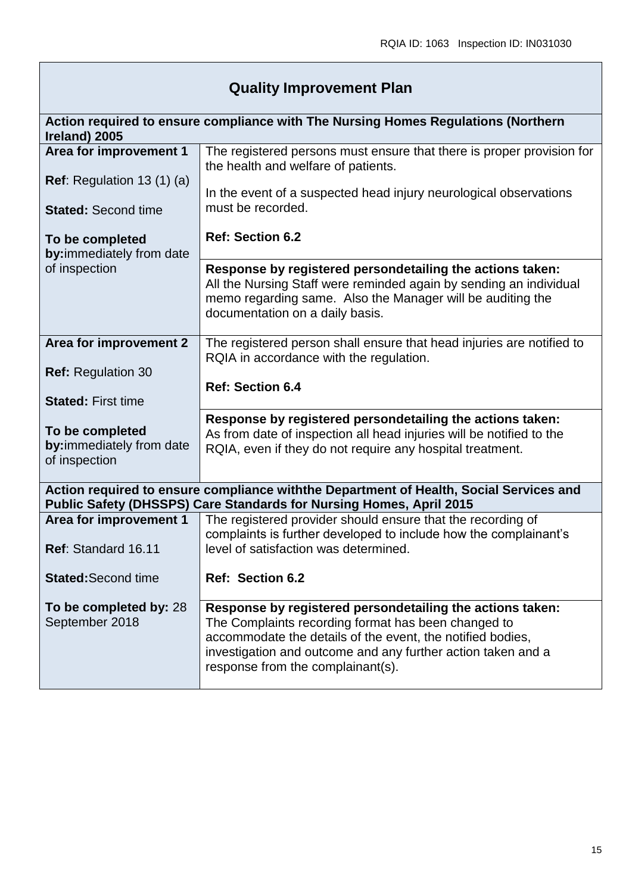## Quality Improvement Plan

| Action required to ensure compliance with The Nursing Homes Regulations (Northern Ireland) 2005 | |
|---|---|
| **Area for improvement 1**<br><br>**Ref**: Regulation 13 (1) (a)<br><br>**Stated:** Second time<br><br>**To be completed by:**immediately from date of inspection | The registered persons must ensure that there is proper provision for the health and welfare of patients.<br><br>In the event of a suspected head injury neurological observations must be recorded.<br><br>**Ref: Section 6.2** |
| | **Response by registered persondetailing the actions taken:**<br>All the Nursing Staff were reminded again by sending an individual memo regarding same. Also the Manager will be auditing the documentation on a daily basis. |
| **Area for improvement 2**<br><br>**Ref:** Regulation 30<br><br>**Stated:** First time<br><br>**To be completed by:**immediately from date of inspection | The registered person shall ensure that head injuries are notified to RQIA in accordance with the regulation.<br><br>**Ref: Section 6.4** |
| | **Response by registered persondetailing the actions taken:**<br>As from date of inspection all head injuries will be notified to the RQIA, even if they do not require any hospital treatment. |
| **Action required to ensure compliance withthe Department of Health, Social Services and Public Safety (DHSSPS) Care Standards for Nursing Homes, April 2015** | |
| **Area for improvement 1**<br><br>**Ref**: Standard 16.11<br><br>**Stated:**Second time<br><br>**To be completed by:** 28 September 2018 | The registered provider should ensure that the recording of complaints is further developed to include how the complainant's level of satisfaction was determined.<br><br>**Ref: Section 6.2** |
| | **Response by registered persondetailing the actions taken:**<br>The Complaints recording format has been changed to accommodate the details of the event, the notified bodies, investigation and outcome and any further action taken and a response from the complainant(s). |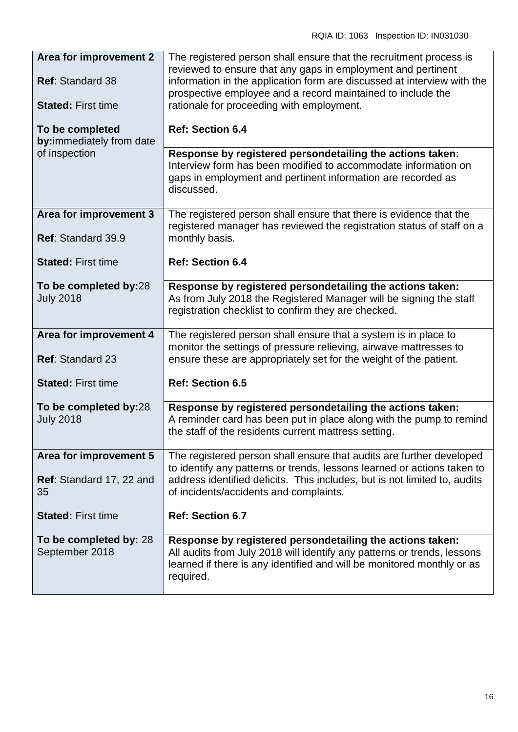| Area for improvement 2<br><br>**Ref**: Standard 38<br><br>**Stated:** First time<br><br>**To be completed by:**immediately from date of inspection | The registered person shall ensure that the recruitment process is reviewed to ensure that any gaps in employment and pertinent information in the application form are discussed at interview with the prospective employee and a record maintained to include the rationale for proceeding with employment.<br><br>**Ref: Section 6.4** |
|---|---|
| | **Response by registered persondetailing the actions taken:**<br>Interview form has been modified to accommodate information on gaps in employment and pertinent information are recorded as discussed. |
| **Area for improvement 3**<br><br>**Ref**: Standard 39.9<br><br>**Stated:** First time<br><br>**To be completed by:**28 July 2018 | The registered person shall ensure that there is evidence that the registered manager has reviewed the registration status of staff on a monthly basis.<br><br>**Ref: Section 6.4** |
| | **Response by registered persondetailing the actions taken:**<br>As from July 2018 the Registered Manager will be signing the staff registration checklist to confirm they are checked. |
| **Area for improvement 4**<br><br>**Ref**: Standard 23<br><br>**Stated:** First time<br><br>**To be completed by:**28 July 2018 | The registered person shall ensure that a system is in place to monitor the settings of pressure relieving, airwave mattresses to ensure these are appropriately set for the weight of the patient.<br><br>**Ref: Section 6.5** |
| | **Response by registered persondetailing the actions taken:**<br>A reminder card has been put in place along with the pump to remind the staff of the residents current mattress setting. |
| **Area for improvement 5**<br><br>**Ref**: Standard 17, 22 and 35<br><br>**Stated:** First time<br><br>**To be completed by:** 28 September 2018 | The registered person shall ensure that audits are further developed to identify any patterns or trends, lessons learned or actions taken to address identified deficits. This includes, but is not limited to, audits of incidents/accidents and complaints.<br><br>**Ref: Section 6.7** |
| | **Response by registered persondetailing the actions taken:**<br>All audits from July 2018 will identify any patterns or trends, lessons learned if there is any identified and will be monitored monthly or as required. |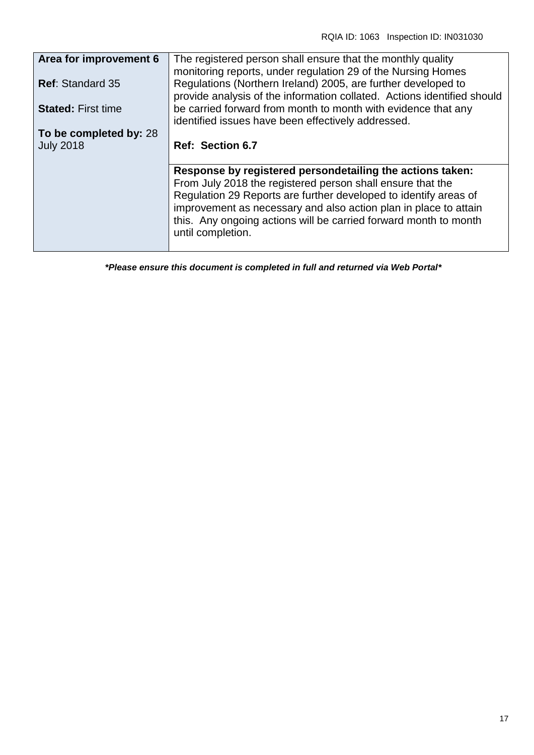| **Area for improvement 6**<br><br>**Ref**: Standard 35<br><br>**Stated:** First time<br><br>**To be completed by:** 28 July 2018 | The registered person shall ensure that the monthly quality monitoring reports, under regulation 29 of the Nursing Homes Regulations (Northern Ireland) 2005, are further developed to provide analysis of the information collated. Actions identified should be carried forward from month to month with evidence that any identified issues have been effectively addressed.<br><br>**Ref: Section 6.7** |
|---|---|
| | **Response by registered persondetailing the actions taken:**<br>From July 2018 the registered person shall ensure that the Regulation 29 Reports are further developed to identify areas of improvement as necessary and also action plan in place to attain this. Any ongoing actions will be carried forward month to month until completion. |

***Please ensure this document is completed in full and returned via Web Portal***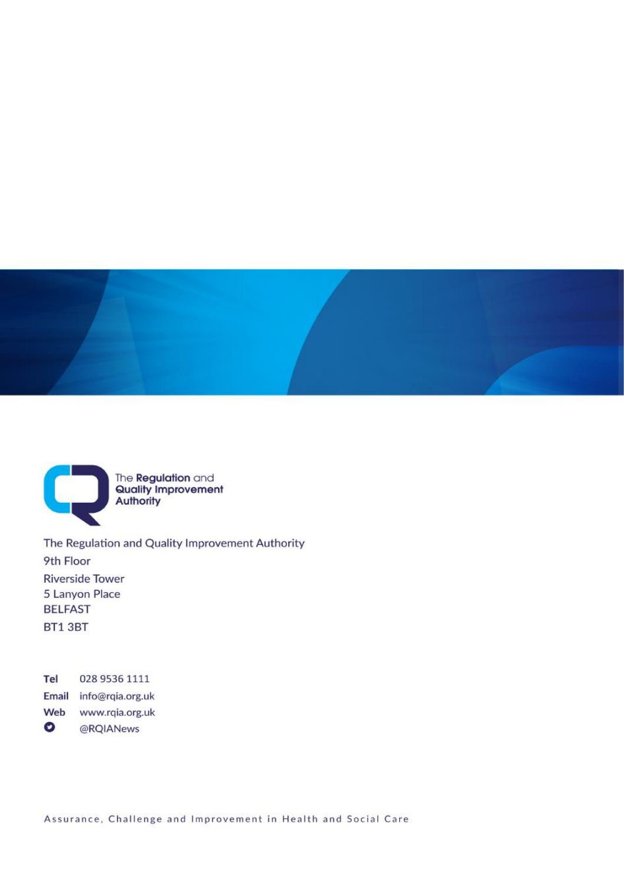The Regulation and Quality Improvement Authority

The Regulation and Quality Improvement Authority
9th Floor
Riverside Tower
5 Lanyon Place
BELFAST
BT1 3BT

**Tel** 028 9536 1111
**Email** info@rqia.org.uk
**Web** www.rqia.org.uk
@RQIANews

Assurance, Challenge and Improvement in Health and Social Care